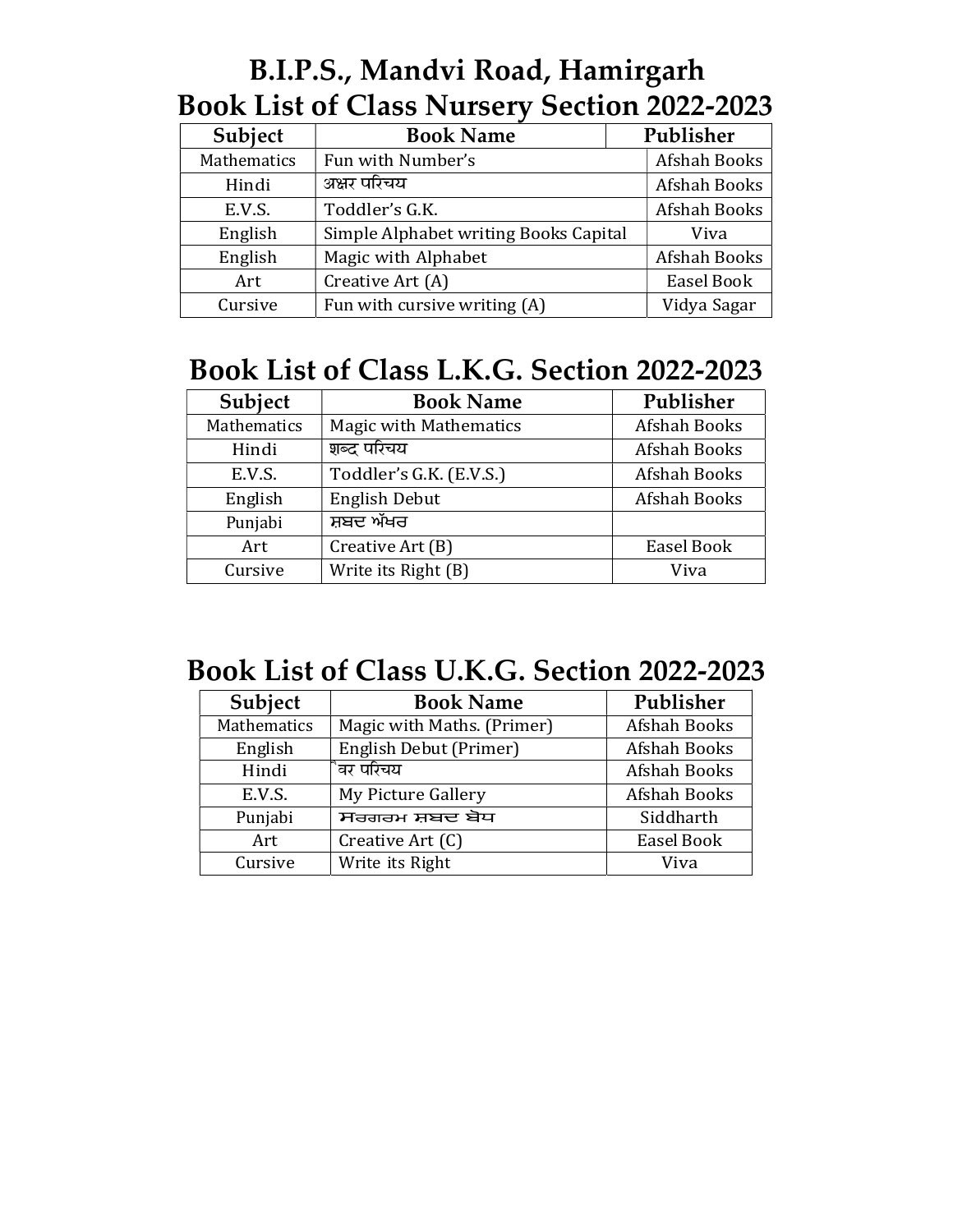# B.I.P.S., Mandvi Road, Hamirgarh

## Book List of Class Nursery Section 2022-2023

| Subject | Book Name | Publisher |
|---|---|---|
| Mathematics | Fun with Number's | Afshah Books |
| Hindi | अक्षर परिचय | Afshah Books |
| E.V.S. | Toddler's G.K. | Afshah Books |
| English | Simple Alphabet writing Books Capital | Viva |
| English | Magic with Alphabet | Afshah Books |
| Art | Creative Art (A) | Easel Book |
| Cursive | Fun with cursive writing (A) | Vidya Sagar |

## Book List of Class L.K.G. Section 2022-2023

| Subject | Book Name | Publisher |
|---|---|---|
| Mathematics | Magic with Mathematics | Afshah Books |
| Hindi | शब्द परिचय | Afshah Books |
| E.V.S. | Toddler's G.K. (E.V.S.) | Afshah Books |
| English | English Debut | Afshah Books |
| Punjabi | ਸ਼ਬਦ ਅੱਖਰ | |
| Art | Creative Art (B) | Easel Book |
| Cursive | Write its Right (B) | Viva |

## Book List of Class U.K.G. Section 2022-2023

| Subject | Book Name | Publisher |
|---|---|---|
| Mathematics | Magic with Maths. (Primer) | Afshah Books |
| English | English Debut (Primer) | Afshah Books |
| Hindi | ि वर परिचय | Afshah Books |
| E.V.S. | My Picture Gallery | Afshah Books |
| Punjabi | ਸਰਗਰਮ ਸ਼ਬਦ ਬੋਧ | Siddharth |
| Art | Creative Art (C) | Easel Book |
| Cursive | Write its Right | Viva |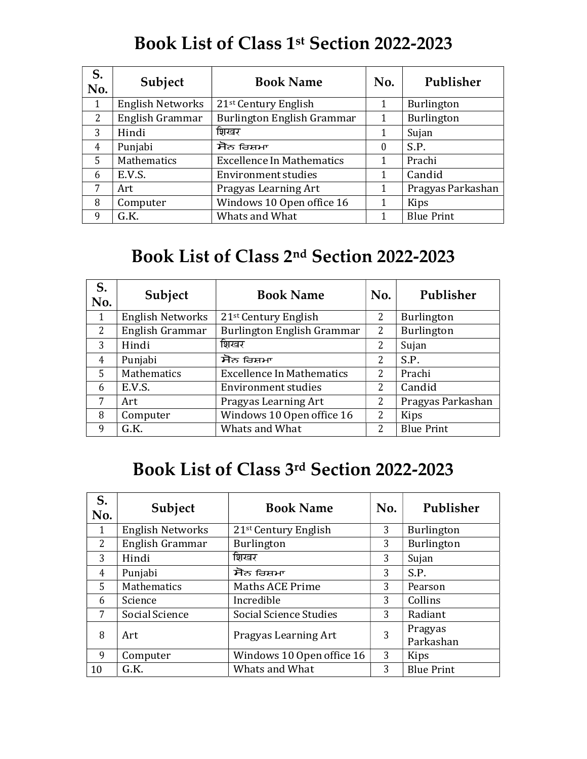# Book List of Class 1st Section 2022-2023

| S. No. | Subject | Book Name | No. | Publisher |
|---|---|---|---|---|
| 1 | English Networks | 21st Century English | 1 | Burlington |
| 2 | English Grammar | Burlington English Grammar | 1 | Burlington |
| 3 | Hindi | शिखर | 1 | Sujan |
| 4 | Punjabi | ਸੋਨ ਰਿਸ਼ਮਾ | 0 | S.P. |
| 5 | Mathematics | Excellence In Mathematics | 1 | Prachi |
| 6 | E.V.S. | Environment studies | 1 | Candid |
| 7 | Art | Pragyas Learning Art | 1 | Pragyas Parkashan |
| 8 | Computer | Windows 10 Open office 16 | 1 | Kips |
| 9 | G.K. | Whats and What | 1 | Blue Print |

# Book List of Class 2nd Section 2022-2023

| S. No. | Subject | Book Name | No. | Publisher |
|---|---|---|---|---|
| 1 | English Networks | 21st Century English | 2 | Burlington |
| 2 | English Grammar | Burlington English Grammar | 2 | Burlington |
| 3 | Hindi | शिखर | 2 | Sujan |
| 4 | Punjabi | ਸੋਨ ਰਿਸ਼ਮਾ | 2 | S.P. |
| 5 | Mathematics | Excellence In Mathematics | 2 | Prachi |
| 6 | E.V.S. | Environment studies | 2 | Candid |
| 7 | Art | Pragyas Learning Art | 2 | Pragyas Parkashan |
| 8 | Computer | Windows 10 Open office 16 | 2 | Kips |
| 9 | G.K. | Whats and What | 2 | Blue Print |

# Book List of Class 3rd Section 2022-2023

| S. No. | Subject | Book Name | No. | Publisher |
|---|---|---|---|---|
| 1 | English Networks | 21st Century English | 3 | Burlington |
| 2 | English Grammar | Burlington | 3 | Burlington |
| 3 | Hindi | शिखर | 3 | Sujan |
| 4 | Punjabi | ਸੋਨ ਰਿਸ਼ਮਾ | 3 | S.P. |
| 5 | Mathematics | Maths ACE Prime | 3 | Pearson |
| 6 | Science | Incredible | 3 | Collins |
| 7 | Social Science | Social Science Studies | 3 | Radiant |
| 8 | Art | Pragyas Learning Art | 3 | Pragyas Parkashan |
| 9 | Computer | Windows 10 Open office 16 | 3 | Kips |
| 10 | G.K. | Whats and What | 3 | Blue Print |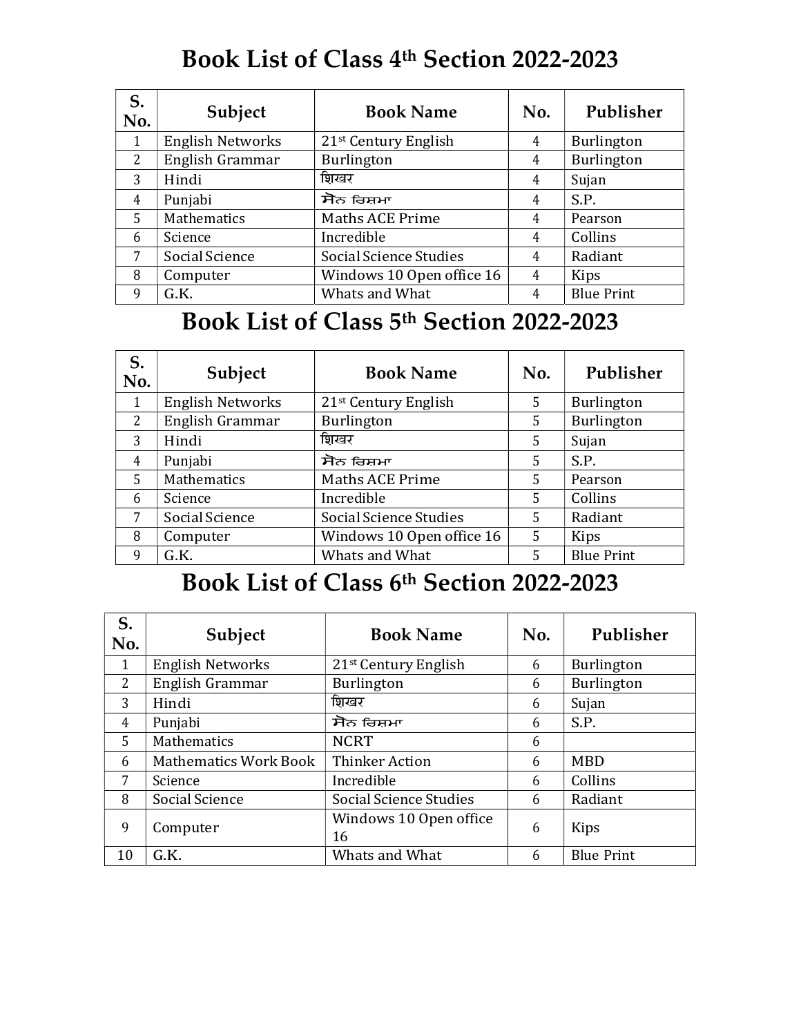# Book List of Class 4th Section 2022-2023

| S. No. | Subject | Book Name | No. | Publisher |
|---|---|---|---|---|
| 1 | English Networks | 21st Century English | 4 | Burlington |
| 2 | English Grammar | Burlington | 4 | Burlington |
| 3 | Hindi | शिखर | 4 | Sujan |
| 4 | Punjabi | ਸੋਨ ਚਿੜਮਾ | 4 | S.P. |
| 5 | Mathematics | Maths ACE Prime | 4 | Pearson |
| 6 | Science | Incredible | 4 | Collins |
| 7 | Social Science | Social Science Studies | 4 | Radiant |
| 8 | Computer | Windows 10 Open office 16 | 4 | Kips |
| 9 | G.K. | Whats and What | 4 | Blue Print |

# Book List of Class 5th Section 2022-2023

| S. No. | Subject | Book Name | No. | Publisher |
|---|---|---|---|---|
| 1 | English Networks | 21st Century English | 5 | Burlington |
| 2 | English Grammar | Burlington | 5 | Burlington |
| 3 | Hindi | शिखर | 5 | Sujan |
| 4 | Punjabi | ਸੋਨ ਚਿੜਮਾ | 5 | S.P. |
| 5 | Mathematics | Maths ACE Prime | 5 | Pearson |
| 6 | Science | Incredible | 5 | Collins |
| 7 | Social Science | Social Science Studies | 5 | Radiant |
| 8 | Computer | Windows 10 Open office 16 | 5 | Kips |
| 9 | G.K. | Whats and What | 5 | Blue Print |

# Book List of Class 6th Section 2022-2023

| S. No. | Subject | Book Name | No. | Publisher |
|---|---|---|---|---|
| 1 | English Networks | 21st Century English | 6 | Burlington |
| 2 | English Grammar | Burlington | 6 | Burlington |
| 3 | Hindi | शिखर | 6 | Sujan |
| 4 | Punjabi | ਸੋਨ ਚਿੜਮਾ | 6 | S.P. |
| 5 | Mathematics | NCRT | 6 | |
| 6 | Mathematics Work Book | Thinker Action | 6 | MBD |
| 7 | Science | Incredible | 6 | Collins |
| 8 | Social Science | Social Science Studies | 6 | Radiant |
| 9 | Computer | Windows 10 Open office 16 | 6 | Kips |
| 10 | G.K. | Whats and What | 6 | Blue Print |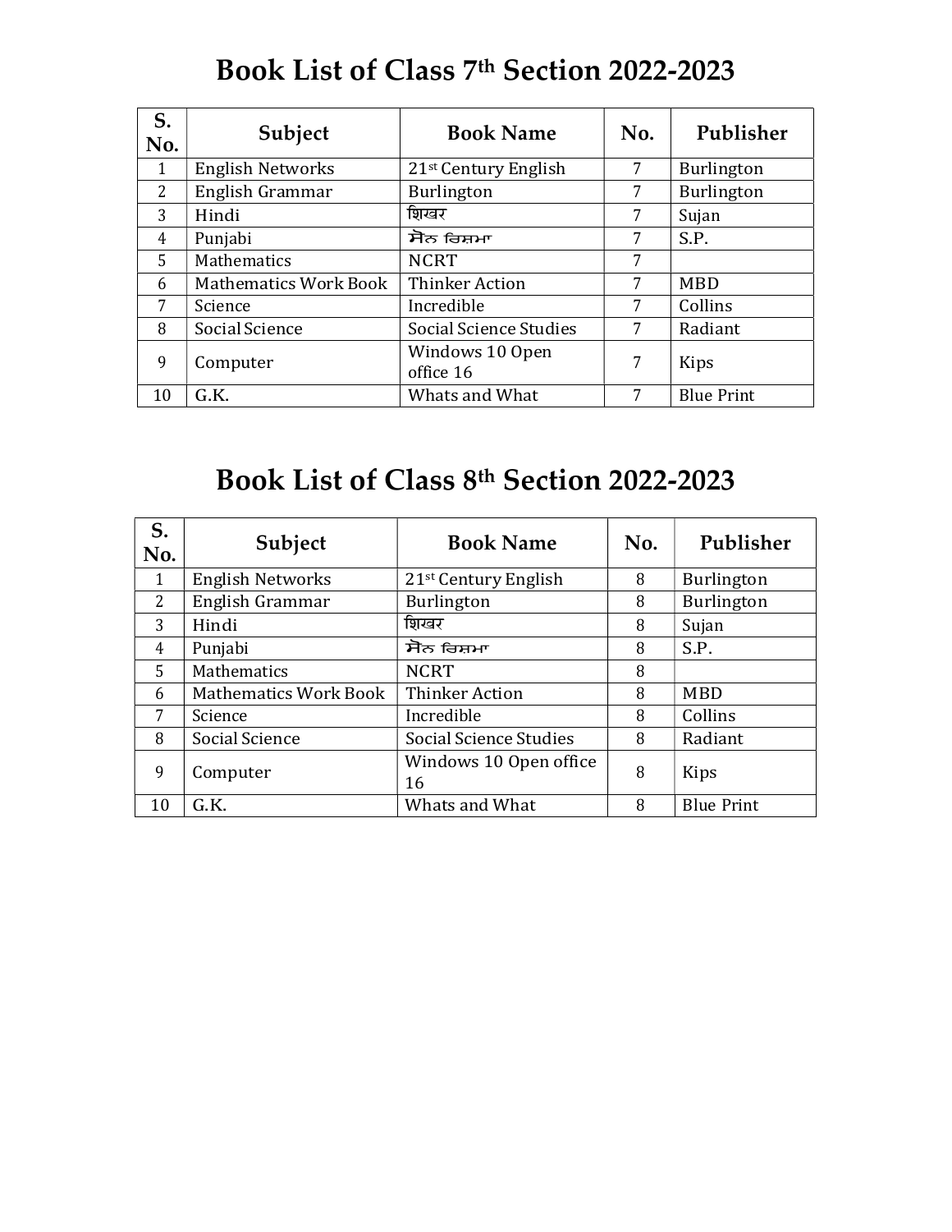# Book List of Class 7th Section 2022-2023

| S. No. | Subject | Book Name | No. | Publisher |
|---|---|---|---|---|
| 1 | English Networks | 21st Century English | 7 | Burlington |
| 2 | English Grammar | Burlington | 7 | Burlington |
| 3 | Hindi | शिखर | 7 | Sujan |
| 4 | Punjabi | ਸੋਨ ਚਿਸ਼ਮਾ | 7 | S.P. |
| 5 | Mathematics | NCRT | 7 | |
| 6 | Mathematics Work Book | Thinker Action | 7 | MBD |
| 7 | Science | Incredible | 7 | Collins |
| 8 | Social Science | Social Science Studies | 7 | Radiant |
| 9 | Computer | Windows 10 Open office 16 | 7 | Kips |
| 10 | G.K. | Whats and What | 7 | Blue Print |

# Book List of Class 8th Section 2022-2023

| S. No. | Subject | Book Name | No. | Publisher |
|---|---|---|---|---|
| 1 | English Networks | 21st Century English | 8 | Burlington |
| 2 | English Grammar | Burlington | 8 | Burlington |
| 3 | Hindi | शिखर | 8 | Sujan |
| 4 | Punjabi | ਸੋਨ ਚਿਸ਼ਮਾ | 8 | S.P. |
| 5 | Mathematics | NCRT | 8 | |
| 6 | Mathematics Work Book | Thinker Action | 8 | MBD |
| 7 | Science | Incredible | 8 | Collins |
| 8 | Social Science | Social Science Studies | 8 | Radiant |
| 9 | Computer | Windows 10 Open office 16 | 8 | Kips |
| 10 | G.K. | Whats and What | 8 | Blue Print |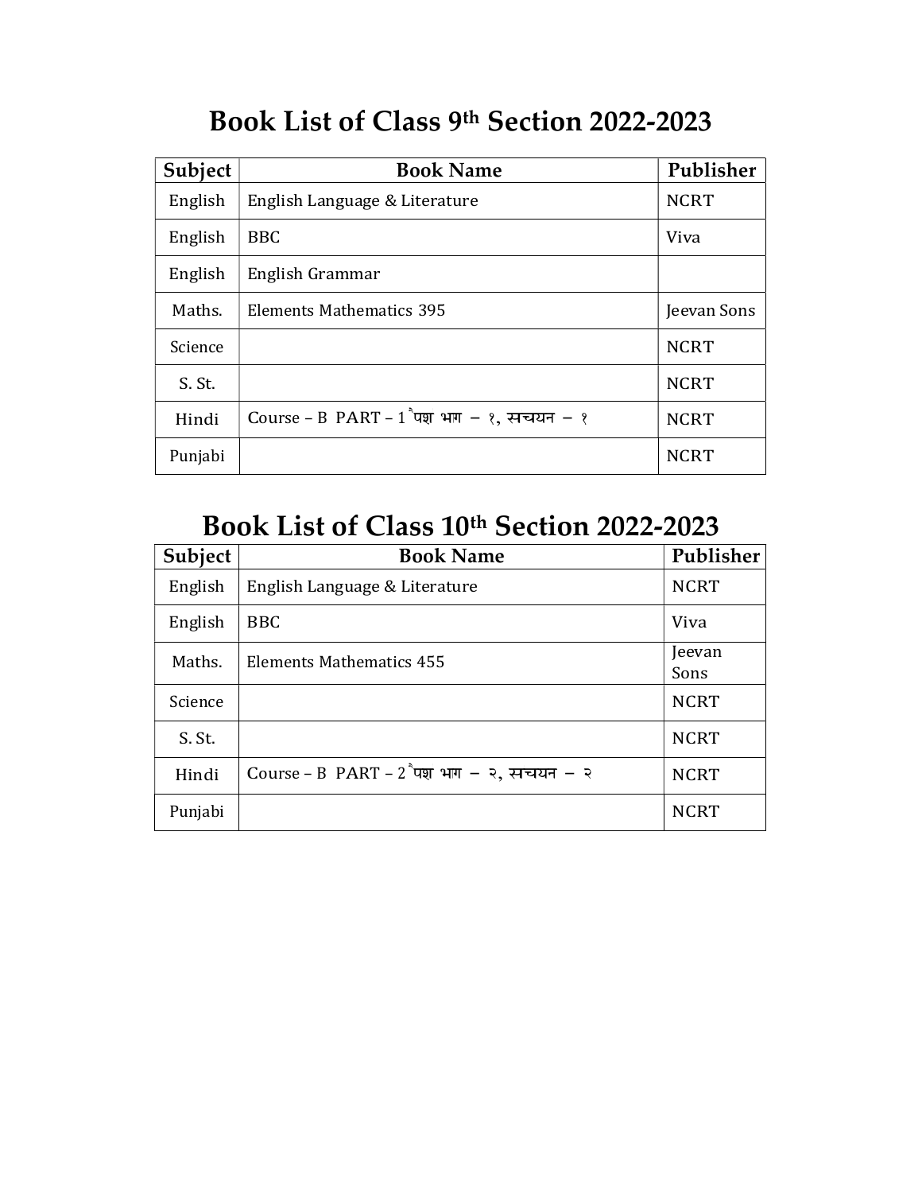# Book List of Class 9th Section 2022-2023

| Subject | Book Name | Publisher |
|---|---|---|
| English | English Language & Literature | NCRT |
| English | BBC | Viva |
| English | English Grammar | |
| Maths. | Elements Mathematics 395 | Jeevan Sons |
| Science | | NCRT |
| S. St. | | NCRT |
| Hindi | Course – B PART – 1 ैपश भाग – १, सचयन – १ | NCRT |
| Punjabi | | NCRT |

# Book List of Class 10th Section 2022-2023

| Subject | Book Name | Publisher |
|---|---|---|
| English | English Language & Literature | NCRT |
| English | BBC | Viva |
| Maths. | Elements Mathematics 455 | Jeevan Sons |
| Science | | NCRT |
| S. St. | | NCRT |
| Hindi | Course – B PART – 2 ैपश भाग – २, सचयन – २ | NCRT |
| Punjabi | | NCRT |